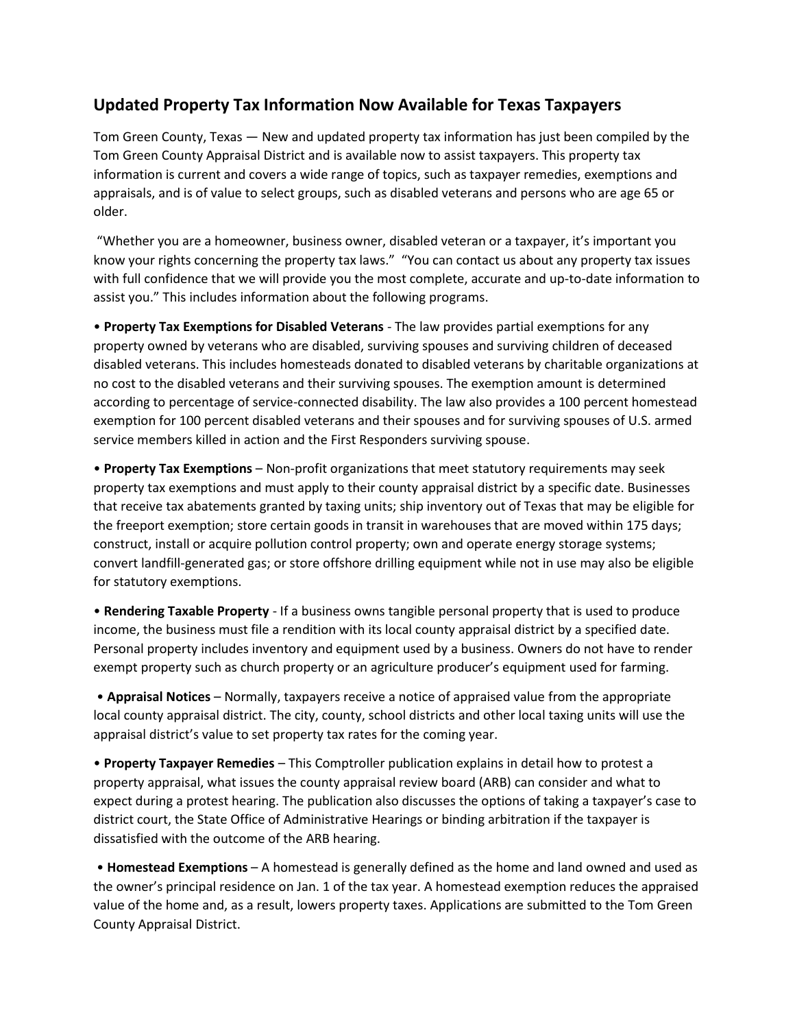## Updated Property Tax Information Now Available for Texas Taxpayers

Tom Green County, Texas — New and updated property tax information has just been compiled by the Tom Green County Appraisal District and is available now to assist taxpayers. This property tax information is current and covers a wide range of topics, such as taxpayer remedies, exemptions and appraisals, and is of value to select groups, such as disabled veterans and persons who are age 65 or older.

"Whether you are a homeowner, business owner, disabled veteran or a taxpayer, it's important you know your rights concerning the property tax laws." "You can contact us about any property tax issues with full confidence that we will provide you the most complete, accurate and up-to-date information to assist you." This includes information about the following programs.

• **Property Tax Exemptions for Disabled Veterans** - The law provides partial exemptions for any property owned by veterans who are disabled, surviving spouses and surviving children of deceased disabled veterans. This includes homesteads donated to disabled veterans by charitable organizations at no cost to the disabled veterans and their surviving spouses. The exemption amount is determined according to percentage of service-connected disability. The law also provides a 100 percent homestead exemption for 100 percent disabled veterans and their spouses and for surviving spouses of U.S. armed service members killed in action and the First Responders surviving spouse.

• **Property Tax Exemptions** – Non-profit organizations that meet statutory requirements may seek property tax exemptions and must apply to their county appraisal district by a specific date. Businesses that receive tax abatements granted by taxing units; ship inventory out of Texas that may be eligible for the freeport exemption; store certain goods in transit in warehouses that are moved within 175 days; construct, install or acquire pollution control property; own and operate energy storage systems; convert landfill-generated gas; or store offshore drilling equipment while not in use may also be eligible for statutory exemptions.

• **Rendering Taxable Property** - If a business owns tangible personal property that is used to produce income, the business must file a rendition with its local county appraisal district by a specified date. Personal property includes inventory and equipment used by a business. Owners do not have to render exempt property such as church property or an agriculture producer's equipment used for farming.

• **Appraisal Notices** – Normally, taxpayers receive a notice of appraised value from the appropriate local county appraisal district. The city, county, school districts and other local taxing units will use the appraisal district's value to set property tax rates for the coming year.

• **Property Taxpayer Remedies** – This Comptroller publication explains in detail how to protest a property appraisal, what issues the county appraisal review board (ARB) can consider and what to expect during a protest hearing. The publication also discusses the options of taking a taxpayer's case to district court, the State Office of Administrative Hearings or binding arbitration if the taxpayer is dissatisfied with the outcome of the ARB hearing.

• **Homestead Exemptions** – A homestead is generally defined as the home and land owned and used as the owner's principal residence on Jan. 1 of the tax year. A homestead exemption reduces the appraised value of the home and, as a result, lowers property taxes. Applications are submitted to the Tom Green County Appraisal District.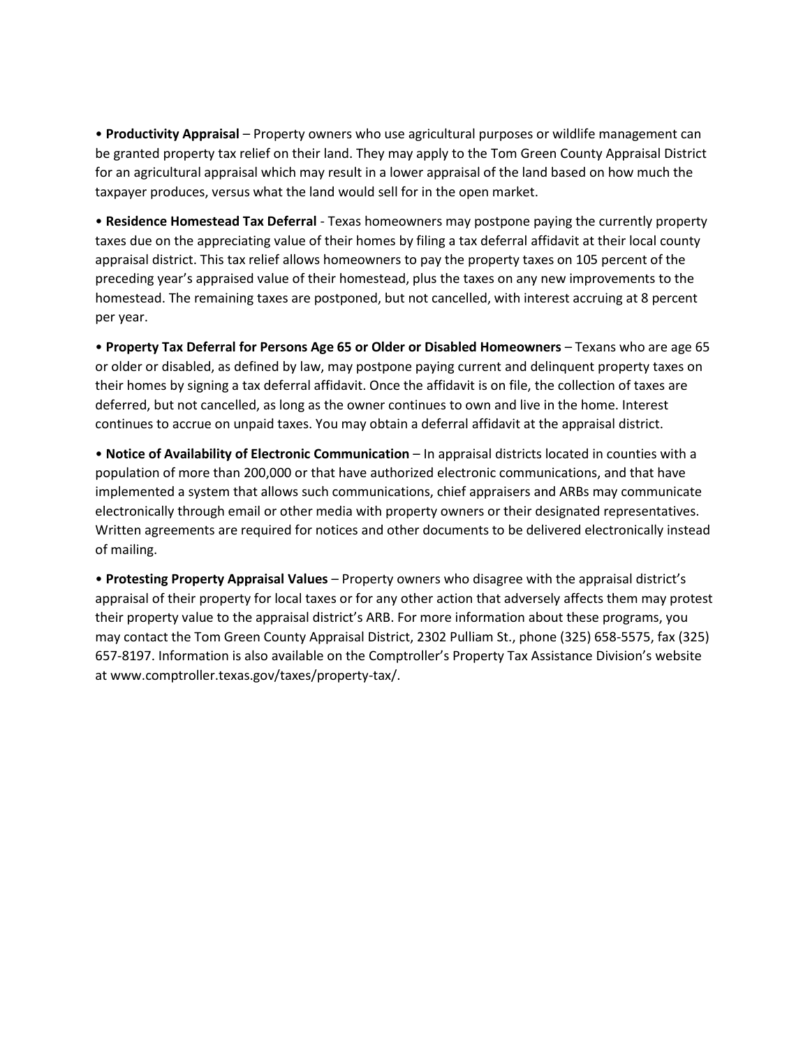• **Productivity Appraisal** – Property owners who use agricultural purposes or wildlife management can be granted property tax relief on their land. They may apply to the Tom Green County Appraisal District for an agricultural appraisal which may result in a lower appraisal of the land based on how much the taxpayer produces, versus what the land would sell for in the open market.

• **Residence Homestead Tax Deferral** - Texas homeowners may postpone paying the currently property taxes due on the appreciating value of their homes by filing a tax deferral affidavit at their local county appraisal district. This tax relief allows homeowners to pay the property taxes on 105 percent of the preceding year's appraised value of their homestead, plus the taxes on any new improvements to the homestead. The remaining taxes are postponed, but not cancelled, with interest accruing at 8 percent per year.

• **Property Tax Deferral for Persons Age 65 or Older or Disabled Homeowners** – Texans who are age 65 or older or disabled, as defined by law, may postpone paying current and delinquent property taxes on their homes by signing a tax deferral affidavit. Once the affidavit is on file, the collection of taxes are deferred, but not cancelled, as long as the owner continues to own and live in the home. Interest continues to accrue on unpaid taxes. You may obtain a deferral affidavit at the appraisal district.

• **Notice of Availability of Electronic Communication** – In appraisal districts located in counties with a population of more than 200,000 or that have authorized electronic communications, and that have implemented a system that allows such communications, chief appraisers and ARBs may communicate electronically through email or other media with property owners or their designated representatives. Written agreements are required for notices and other documents to be delivered electronically instead of mailing.

• **Protesting Property Appraisal Values** – Property owners who disagree with the appraisal district's appraisal of their property for local taxes or for any other action that adversely affects them may protest their property value to the appraisal district's ARB. For more information about these programs, you may contact the Tom Green County Appraisal District, 2302 Pulliam St., phone (325) 658-5575, fax (325) 657-8197. Information is also available on the Comptroller's Property Tax Assistance Division's website at www.comptroller.texas.gov/taxes/property-tax/.